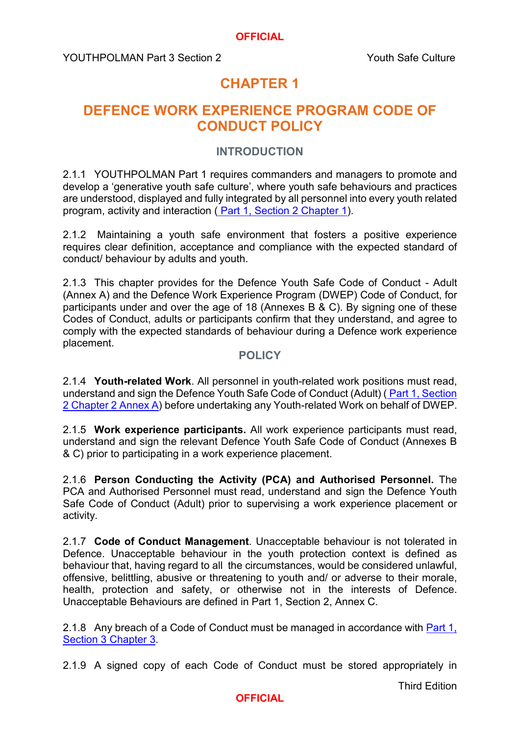# CHAPTER 1

# DEFENCE WORK EXPERIENCE PROGRAM CODE OF CONDUCT POLICY

## INTRODUCTION

2.1.1 YOUTHPOLMAN Part 1 requires commanders and managers to promote and develop a 'generative youth safe culture', where youth safe behaviours and practices are understood, displayed and fully integrated by all personnel into every youth related program, activity and interaction ( Part 1, Section 2 Chapter 1).

2.1.2 Maintaining a youth safe environment that fosters a positive experience requires clear definition, acceptance and compliance with the expected standard of conduct/ behaviour by adults and youth.

2.1.3 This chapter provides for the Defence Youth Safe Code of Conduct - Adult (Annex A) and the Defence Work Experience Program (DWEP) Code of Conduct, for participants under and over the age of 18 (Annexes B & C). By signing one of these Codes of Conduct, adults or participants confirm that they understand, and agree to comply with the expected standards of behaviour during a Defence work experience placement.

## POLICY

2.1.4 **Youth-related Work**. All personnel in youth-related work positions must read, understand and sign the Defence Youth Safe Code of Conduct (Adult) ( Part 1, Section 2 Chapter 2 Annex A) before undertaking any Youth-related Work on behalf of DWEP.

2.1.5 **Work experience participants.** All work experience participants must read, understand and sign the relevant Defence Youth Safe Code of Conduct (Annexes B & C) prior to participating in a work experience placement.

2.1.6 **Person Conducting the Activity (PCA) and Authorised Personnel.** The PCA and Authorised Personnel must read, understand and sign the Defence Youth Safe Code of Conduct (Adult) prior to supervising a work experience placement or activity.

2.1.7 **Code of Conduct Management**. Unacceptable behaviour is not tolerated in Defence. Unacceptable behaviour in the youth protection context is defined as behaviour that, having regard to all the circumstances, would be considered unlawful, offensive, belittling, abusive or threatening to youth and/ or adverse to their morale, health, protection and safety, or otherwise not in the interests of Defence. Unacceptable Behaviours are defined in Part 1, Section 2, Annex C.

2.1.8 Any breach of a Code of Conduct must be managed in accordance with Part 1, Section 3 Chapter 3.

2.1.9 A signed copy of each Code of Conduct must be stored appropriately in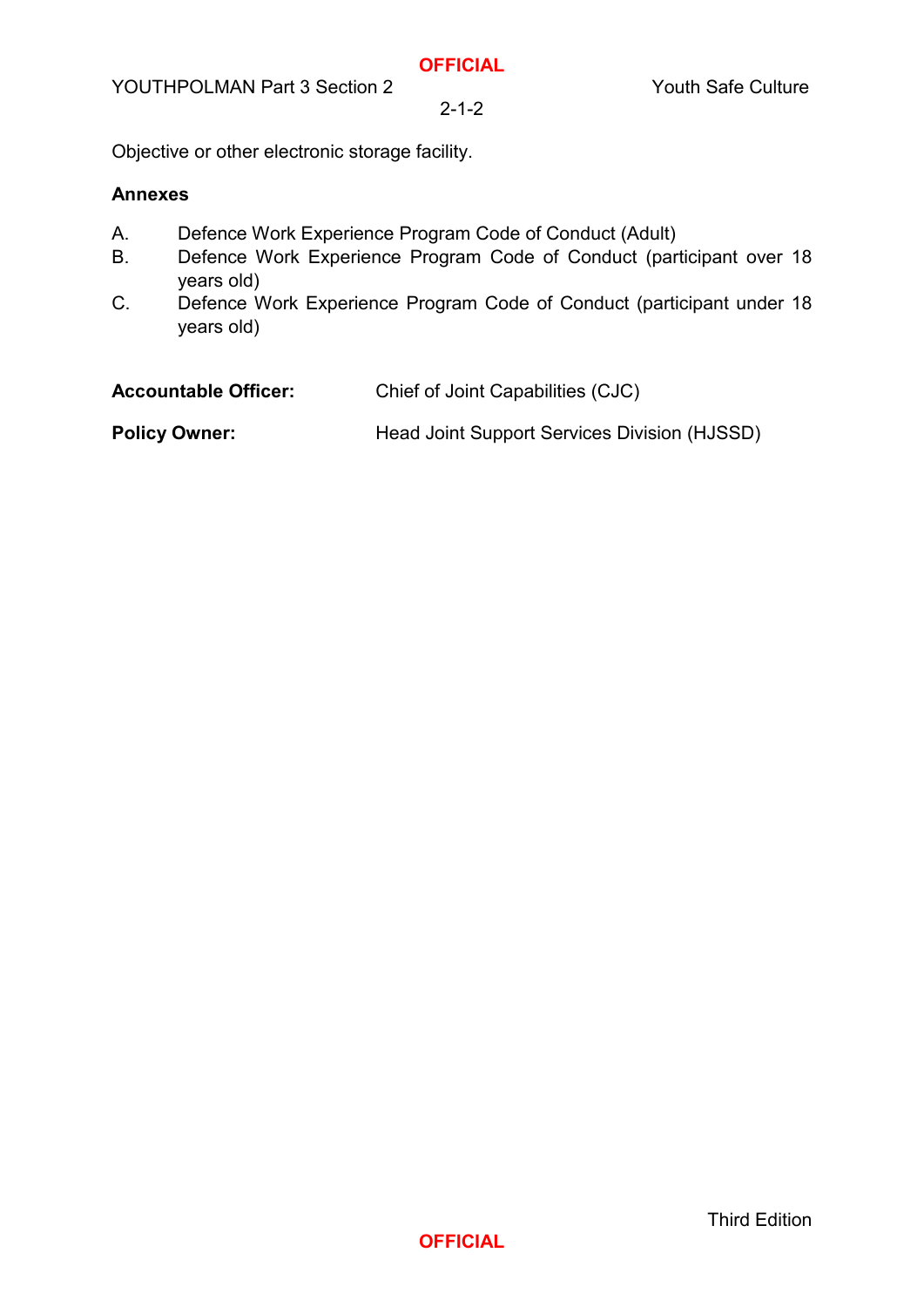Objective or other electronic storage facility.

**Annexes**

A. Defence Work Experience Program Code of Conduct (Adult)
B. Defence Work Experience Program Code of Conduct (participant over 18 years old)
C. Defence Work Experience Program Code of Conduct (participant under 18 years old)

| | |
|---|---|
| **Accountable Officer:** | Chief of Joint Capabilities (CJC) |
| **Policy Owner:** | Head Joint Support Services Division (HJSSD) |